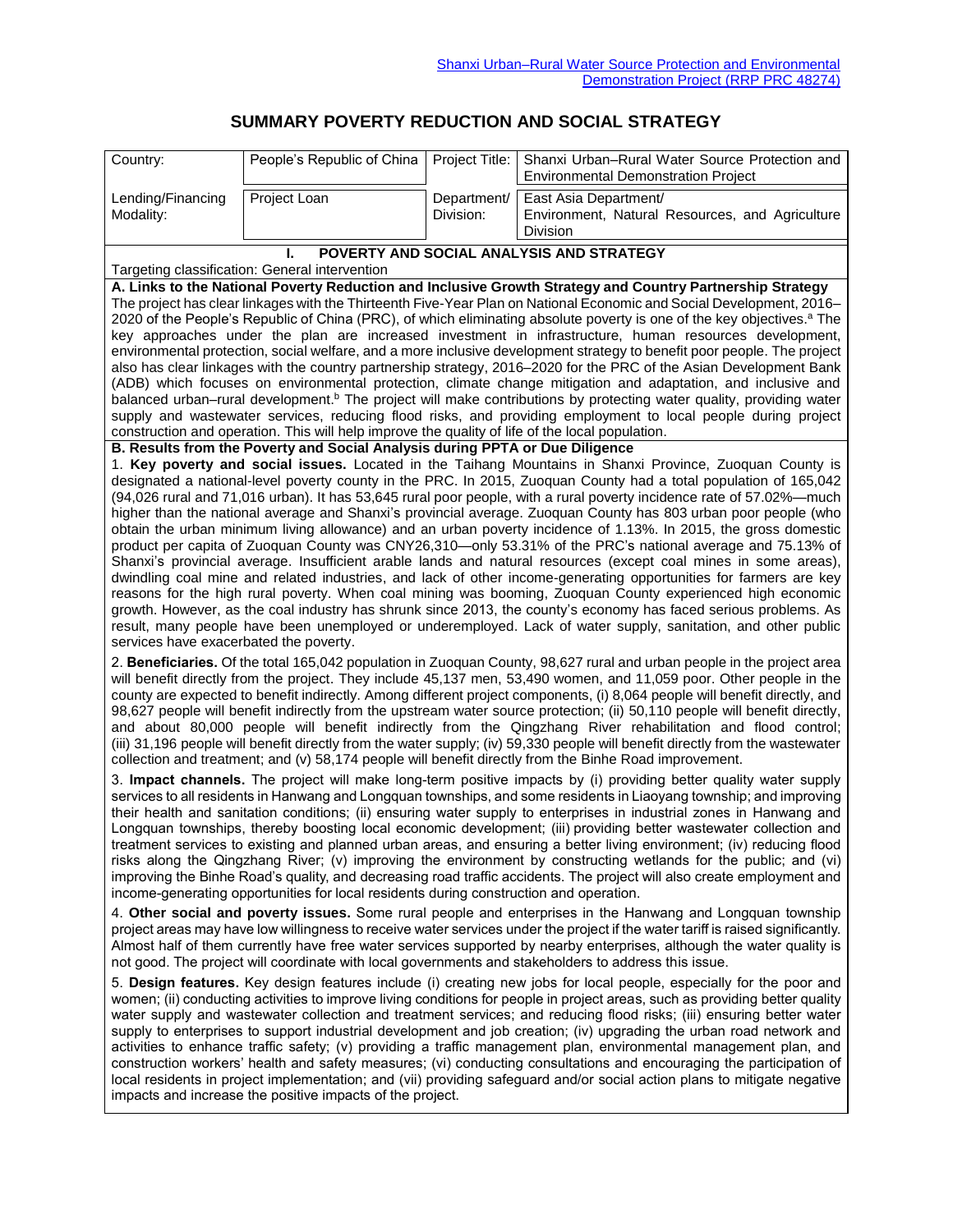Shanxi Urban–Rural Water Source Protection and Environmental Demonstration Project (RRP PRC 48274)

# SUMMARY POVERTY REDUCTION AND SOCIAL STRATEGY

| Country: | People's Republic of China | Project Title: | Shanxi Urban–Rural Water Source Protection and Environmental Demonstration Project |
|---|---|---|---|
| Lending/Financing Modality: | Project Loan | Department/ Division: | East Asia Department/ Environment, Natural Resources, and Agriculture Division |

## I. POVERTY AND SOCIAL ANALYSIS AND STRATEGY

Targeting classification: General intervention

**A. Links to the National Poverty Reduction and Inclusive Growth Strategy and Country Partnership Strategy**

The project has clear linkages with the Thirteenth Five-Year Plan on National Economic and Social Development, 2016–2020 of the People's Republic of China (PRC), of which eliminating absolute poverty is one of the key objectives.[a] The key approaches under the plan are increased investment in infrastructure, human resources development, environmental protection, social welfare, and a more inclusive development strategy to benefit poor people. The project also has clear linkages with the country partnership strategy, 2016–2020 for the PRC of the Asian Development Bank (ADB) which focuses on environmental protection, climate change mitigation and adaptation, and inclusive and balanced urban–rural development.[b] The project will make contributions by protecting water quality, providing water supply and wastewater services, reducing flood risks, and providing employment to local people during project construction and operation. This will help improve the quality of life of the local population.

**B. Results from the Poverty and Social Analysis during PPTA or Due Diligence**

1. **Key poverty and social issues.** Located in the Taihang Mountains in Shanxi Province, Zuoquan County is designated a national-level poverty county in the PRC. In 2015, Zuoquan County had a total population of 165,042 (94,026 rural and 71,016 urban). It has 53,645 rural poor people, with a rural poverty incidence rate of 57.02%—much higher than the national average and Shanxi's provincial average. Zuoquan County has 803 urban poor people (who obtain the urban minimum living allowance) and an urban poverty incidence of 1.13%. In 2015, the gross domestic product per capita of Zuoquan County was CNY26,310—only 53.31% of the PRC's national average and 75.13% of Shanxi's provincial average. Insufficient arable lands and natural resources (except coal mines in some areas), dwindling coal mine and related industries, and lack of other income-generating opportunities for farmers are key reasons for the high rural poverty. When coal mining was booming, Zuoquan County experienced high economic growth. However, as the coal industry has shrunk since 2013, the county's economy has faced serious problems. As result, many people have been unemployed or underemployed. Lack of water supply, sanitation, and other public services have exacerbated the poverty.

2. **Beneficiaries.** Of the total 165,042 population in Zuoquan County, 98,627 rural and urban people in the project area will benefit directly from the project. They include 45,137 men, 53,490 women, and 11,059 poor. Other people in the county are expected to benefit indirectly. Among different project components, (i) 8,064 people will benefit directly, and 98,627 people will benefit indirectly from the upstream water source protection; (ii) 50,110 people will benefit directly, and about 80,000 people will benefit indirectly from the Qingzhang River rehabilitation and flood control; (iii) 31,196 people will benefit directly from the water supply; (iv) 59,330 people will benefit directly from the wastewater collection and treatment; and (v) 58,174 people will benefit directly from the Binhe Road improvement.

3. **Impact channels.** The project will make long-term positive impacts by (i) providing better quality water supply services to all residents in Hanwang and Longquan townships, and some residents in Liaoyang township; and improving their health and sanitation conditions; (ii) ensuring water supply to enterprises in industrial zones in Hanwang and Longquan townships, thereby boosting local economic development; (iii) providing better wastewater collection and treatment services to existing and planned urban areas, and ensuring a better living environment; (iv) reducing flood risks along the Qingzhang River; (v) improving the environment by constructing wetlands for the public; and (vi) improving the Binhe Road's quality, and decreasing road traffic accidents. The project will also create employment and income-generating opportunities for local residents during construction and operation.

4. **Other social and poverty issues.** Some rural people and enterprises in the Hanwang and Longquan township project areas may have low willingness to receive water services under the project if the water tariff is raised significantly. Almost half of them currently have free water services supported by nearby enterprises, although the water quality is not good. The project will coordinate with local governments and stakeholders to address this issue.

5. **Design features.** Key design features include (i) creating new jobs for local people, especially for the poor and women; (ii) conducting activities to improve living conditions for people in project areas, such as providing better quality water supply and wastewater collection and treatment services; and reducing flood risks; (iii) ensuring better water supply to enterprises to support industrial development and job creation; (iv) upgrading the urban road network and activities to enhance traffic safety; (v) providing a traffic management plan, environmental management plan, and construction workers' health and safety measures; (vi) conducting consultations and encouraging the participation of local residents in project implementation; and (vii) providing safeguard and/or social action plans to mitigate negative impacts and increase the positive impacts of the project.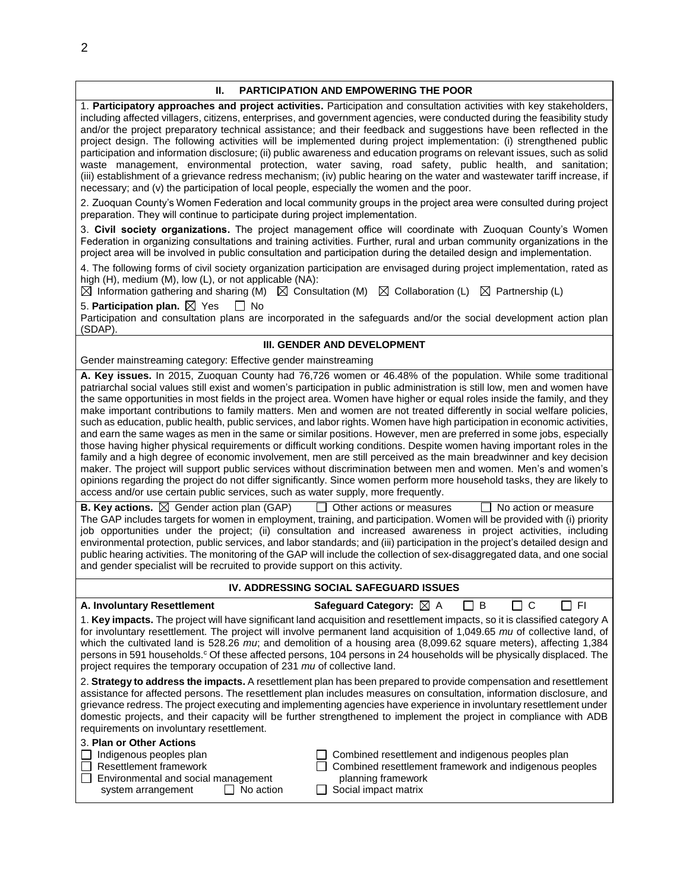## II. PARTICIPATION AND EMPOWERING THE POOR

1. **Participatory approaches and project activities.** Participation and consultation activities with key stakeholders, including affected villagers, citizens, enterprises, and government agencies, were conducted during the feasibility study and/or the project preparatory technical assistance; and their feedback and suggestions have been reflected in the project design. The following activities will be implemented during project implementation: (i) strengthened public participation and information disclosure; (ii) public awareness and education programs on relevant issues, such as solid waste management, environmental protection, water saving, road safety, public health, and sanitation; (iii) establishment of a grievance redress mechanism; (iv) public hearing on the water and wastewater tariff increase, if necessary; and (v) the participation of local people, especially the women and the poor.

2. Zuoquan County's Women Federation and local community groups in the project area were consulted during project preparation. They will continue to participate during project implementation.

3. **Civil society organizations.** The project management office will coordinate with Zuoquan County's Women Federation in organizing consultations and training activities. Further, rural and urban community organizations in the project area will be involved in public consultation and participation during the detailed design and implementation.

4. The following forms of civil society organization participation are envisaged during project implementation, rated as high (H), medium (M), low (L), or not applicable (NA):
☒ Information gathering and sharing (M) ☒ Consultation (M) ☒ Collaboration (L) ☒ Partnership (L)

5. **Participation plan.** ☒ Yes ☐ No
Participation and consultation plans are incorporated in the safeguards and/or the social development action plan (SDAP).

## III. GENDER AND DEVELOPMENT

Gender mainstreaming category: Effective gender mainstreaming

**A. Key issues.** In 2015, Zuoquan County had 76,726 women or 46.48% of the population. While some traditional patriarchal social values still exist and women's participation in public administration is still low, men and women have the same opportunities in most fields in the project area. Women have higher or equal roles inside the family, and they make important contributions to family matters. Men and women are not treated differently in social welfare policies, such as education, public health, public services, and labor rights. Women have high participation in economic activities, and earn the same wages as men in the same or similar positions. However, men are preferred in some jobs, especially those having higher physical requirements or difficult working conditions. Despite women having important roles in the family and a high degree of economic involvement, men are still perceived as the main breadwinner and key decision maker. The project will support public services without discrimination between men and women. Men's and women's opinions regarding the project do not differ significantly. Since women perform more household tasks, they are likely to access and/or use certain public services, such as water supply, more frequently.

**B. Key actions.** ☒ Gender action plan (GAP) ☐ Other actions or measures ☐ No action or measure
The GAP includes targets for women in employment, training, and participation. Women will be provided with (i) priority job opportunities under the project; (ii) consultation and increased awareness in project activities, including environmental protection, public services, and labor standards; and (iii) participation in the project's detailed design and public hearing activities. The monitoring of the GAP will include the collection of sex-disaggregated data, and one social and gender specialist will be recruited to provide support on this activity.

## IV. ADDRESSING SOCIAL SAFEGUARD ISSUES

**A. Involuntary Resettlement** **Safeguard Category:** ☒ A ☐ B ☐ C ☐ FI

1. **Key impacts.** The project will have significant land acquisition and resettlement impacts, so it is classified category A for involuntary resettlement. The project will involve permanent land acquisition of 1,049.65 *mu* of collective land, of which the cultivated land is 528.26 *mu*; and demolition of a housing area (8,099.62 square meters), affecting 1,384 persons in 591 households.[c] Of these affected persons, 104 persons in 24 households will be physically displaced. The project requires the temporary occupation of 231 *mu* of collective land.

2. **Strategy to address the impacts.** A resettlement plan has been prepared to provide compensation and resettlement assistance for affected persons. The resettlement plan includes measures on consultation, information disclosure, and grievance redress. The project executing and implementing agencies have experience in involuntary resettlement under domestic projects, and their capacity will be further strengthened to implement the project in compliance with ADB requirements on involuntary resettlement.

3. **Plan or Other Actions**

☐ Indigenous peoples plan
☐ Resettlement framework
☐ Environmental and social management system arrangement ☐ No action
☐ Combined resettlement and indigenous peoples plan
☐ Combined resettlement framework and indigenous peoples planning framework
☐ Social impact matrix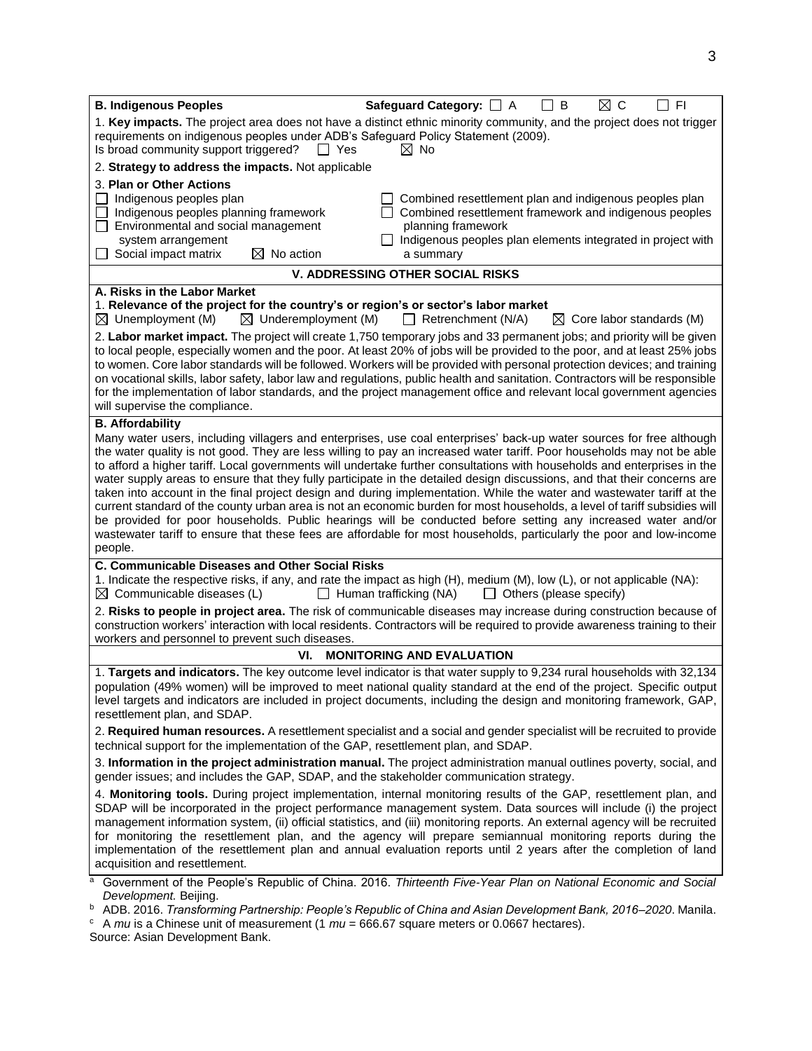**B. Indigenous Peoples** Safeguard Category: ☐ A ☐ B ☒ C ☐ FI

1. **Key impacts.** The project area does not have a distinct ethnic minority community, and the project does not trigger requirements on indigenous peoples under ADB's Safeguard Policy Statement (2009).
Is broad community support triggered? ☐ Yes ☒ No

2. **Strategy to address the impacts.** Not applicable

3. **Plan or Other Actions**

☐ Indigenous peoples plan
☐ Indigenous peoples planning framework
☐ Environmental and social management system arrangement
☐ Social impact matrix ☒ No action
☐ Combined resettlement plan and indigenous peoples plan
☐ Combined resettlement framework and indigenous peoples planning framework
☐ Indigenous peoples plan elements integrated in project with a summary

## V. ADDRESSING OTHER SOCIAL RISKS

**A. Risks in the Labor Market**

1. **Relevance of the project for the country's or region's or sector's labor market**
☒ Unemployment (M) ☒ Underemployment (M) ☐ Retrenchment (N/A) ☒ Core labor standards (M)

2. **Labor market impact.** The project will create 1,750 temporary jobs and 33 permanent jobs; and priority will be given to local people, especially women and the poor. At least 20% of jobs will be provided to the poor, and at least 25% jobs to women. Core labor standards will be followed. Workers will be provided with personal protection devices; and training on vocational skills, labor safety, labor law and regulations, public health and sanitation. Contractors will be responsible for the implementation of labor standards, and the project management office and relevant local government agencies will supervise the compliance.

**B. Affordability**

Many water users, including villagers and enterprises, use coal enterprises' back-up water sources for free although the water quality is not good. They are less willing to pay an increased water tariff. Poor households may not be able to afford a higher tariff. Local governments will undertake further consultations with households and enterprises in the water supply areas to ensure that they fully participate in the detailed design discussions, and that their concerns are taken into account in the final project design and during implementation. While the water and wastewater tariff at the current standard of the county urban area is not an economic burden for most households, a level of tariff subsidies will be provided for poor households. Public hearings will be conducted before setting any increased water and/or wastewater tariff to ensure that these fees are affordable for most households, particularly the poor and low-income people.

**C. Communicable Diseases and Other Social Risks**

1. Indicate the respective risks, if any, and rate the impact as high (H), medium (M), low (L), or not applicable (NA):
☒ Communicable diseases (L) ☐ Human trafficking (NA) ☐ Others (please specify)

2. **Risks to people in project area.** The risk of communicable diseases may increase during construction because of construction workers' interaction with local residents. Contractors will be required to provide awareness training to their workers and personnel to prevent such diseases.

## VI. MONITORING AND EVALUATION

1. **Targets and indicators.** The key outcome level indicator is that water supply to 9,234 rural households with 32,134 population (49% women) will be improved to meet national quality standard at the end of the project. Specific output level targets and indicators are included in project documents, including the design and monitoring framework, GAP, resettlement plan, and SDAP.

2. **Required human resources.** A resettlement specialist and a social and gender specialist will be recruited to provide technical support for the implementation of the GAP, resettlement plan, and SDAP.

3. **Information in the project administration manual.** The project administration manual outlines poverty, social, and gender issues; and includes the GAP, SDAP, and the stakeholder communication strategy.

4. **Monitoring tools.** During project implementation, internal monitoring results of the GAP, resettlement plan, and SDAP will be incorporated in the project performance management system. Data sources will include (i) the project management information system, (ii) official statistics, and (iii) monitoring reports. An external agency will be recruited for monitoring the resettlement plan, and the agency will prepare semiannual monitoring reports during the implementation of the resettlement plan and annual evaluation reports until 2 years after the completion of land acquisition and resettlement.

[a] Government of the People's Republic of China. 2016. *Thirteenth Five-Year Plan on National Economic and Social Development.* Beijing.
[b] ADB. 2016. *Transforming Partnership: People's Republic of China and Asian Development Bank, 2016–2020*. Manila.
[c] A *mu* is a Chinese unit of measurement (1 *mu* = 666.67 square meters or 0.0667 hectares).
Source: Asian Development Bank.